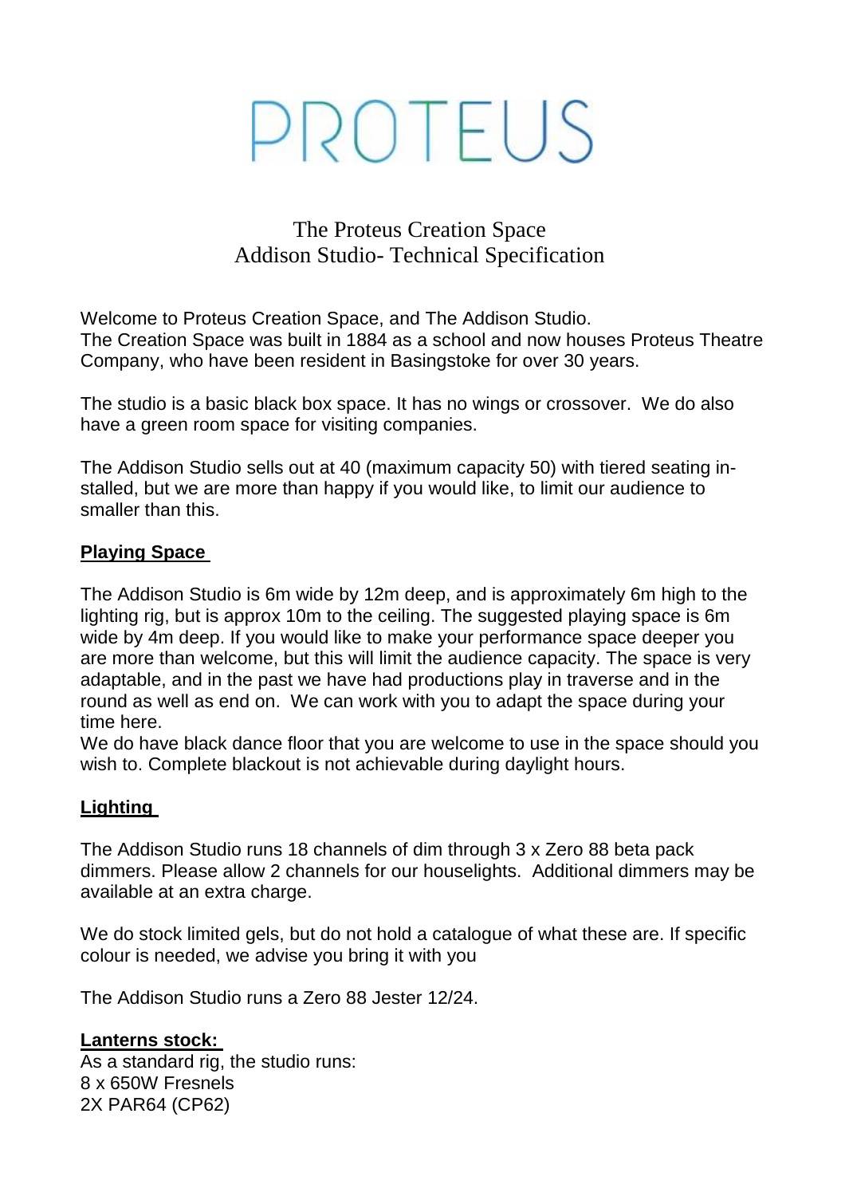# PROTEUS

## The Proteus Creation Space
## Addison Studio- Technical Specification

Welcome to Proteus Creation Space, and The Addison Studio.
The Creation Space was built in 1884 as a school and now houses Proteus Theatre Company, who have been resident in Basingstoke for over 30 years.

The studio is a basic black box space. It has no wings or crossover. We do also have a green room space for visiting companies.

The Addison Studio sells out at 40 (maximum capacity 50) with tiered seating installed, but we are more than happy if you would like, to limit our audience to smaller than this.

### Playing Space

The Addison Studio is 6m wide by 12m deep, and is approximately 6m high to the lighting rig, but is approx 10m to the ceiling. The suggested playing space is 6m wide by 4m deep. If you would like to make your performance space deeper you are more than welcome, but this will limit the audience capacity. The space is very adaptable, and in the past we have had productions play in traverse and in the round as well as end on. We can work with you to adapt the space during your time here.
We do have black dance floor that you are welcome to use in the space should you wish to. Complete blackout is not achievable during daylight hours.

### Lighting

The Addison Studio runs 18 channels of dim through 3 x Zero 88 beta pack dimmers. Please allow 2 channels for our houselights. Additional dimmers may be available at an extra charge.

We do stock limited gels, but do not hold a catalogue of what these are. If specific colour is needed, we advise you bring it with you

The Addison Studio runs a Zero 88 Jester 12/24.

**Lanterns stock:**
As a standard rig, the studio runs:
8 x 650W Fresnels
2X PAR64 (CP62)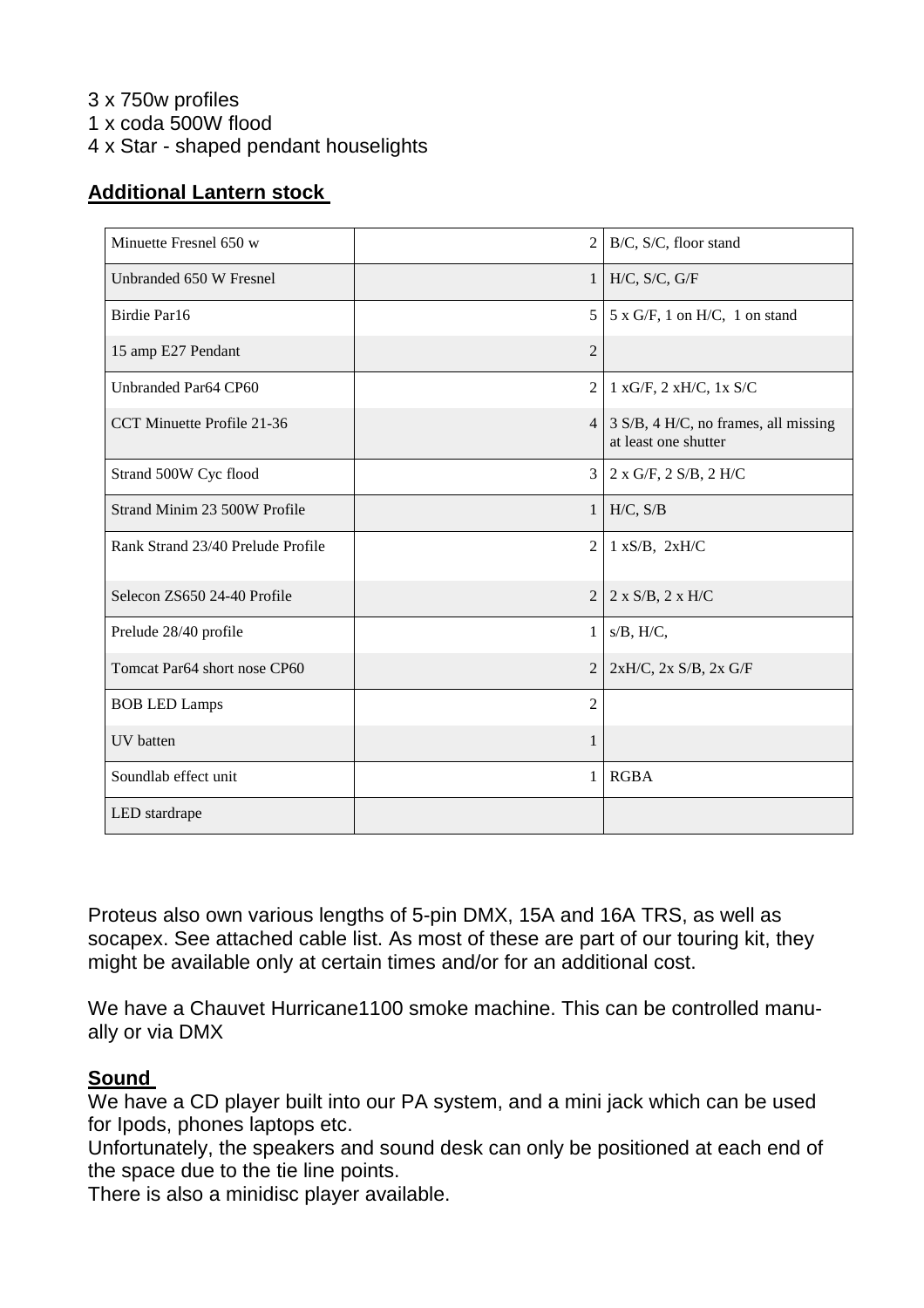3 x 750w profiles
1 x coda 500W flood
4 x Star - shaped pendant houselights

**Additional Lantern stock**

| Minuette Fresnel 650 w | 2 | B/C, S/C, floor stand |
|---|---|---|
| Unbranded 650 W Fresnel | 1 | H/C, S/C, G/F |
| Birdie Par16 | 5 | 5 x G/F, 1 on H/C, 1 on stand |
| 15 amp E27 Pendant | 2 | |
| Unbranded Par64 CP60 | 2 | 1 xG/F, 2 xH/C, 1x S/C |
| CCT Minuette Profile 21-36 | 4 | 3 S/B, 4 H/C, no frames, all missing at least one shutter |
| Strand 500W Cyc flood | 3 | 2 x G/F, 2 S/B, 2 H/C |
| Strand Minim 23 500W Profile | 1 | H/C, S/B |
| Rank Strand 23/40 Prelude Profile | 2 | 1 xS/B, 2xH/C |
| Selecon ZS650 24-40 Profile | 2 | 2 x S/B, 2 x H/C |
| Prelude 28/40 profile | 1 | s/B, H/C, |
| Tomcat Par64 short nose CP60 | 2 | 2xH/C, 2x S/B, 2x G/F |
| BOB LED Lamps | 2 | |
| UV batten | 1 | |
| Soundlab effect unit | 1 | RGBA |
| LED stardrape | | |

Proteus also own various lengths of 5-pin DMX, 15A and 16A TRS, as well as socapex. See attached cable list. As most of these are part of our touring kit, they might be available only at certain times and/or for an additional cost.

We have a Chauvet Hurricane1100 smoke machine. This can be controlled manually or via DMX

**Sound**
We have a CD player built into our PA system, and a mini jack which can be used for Ipods, phones laptops etc.
Unfortunately, the speakers and sound desk can only be positioned at each end of the space due to the tie line points.
There is also a minidisc player available.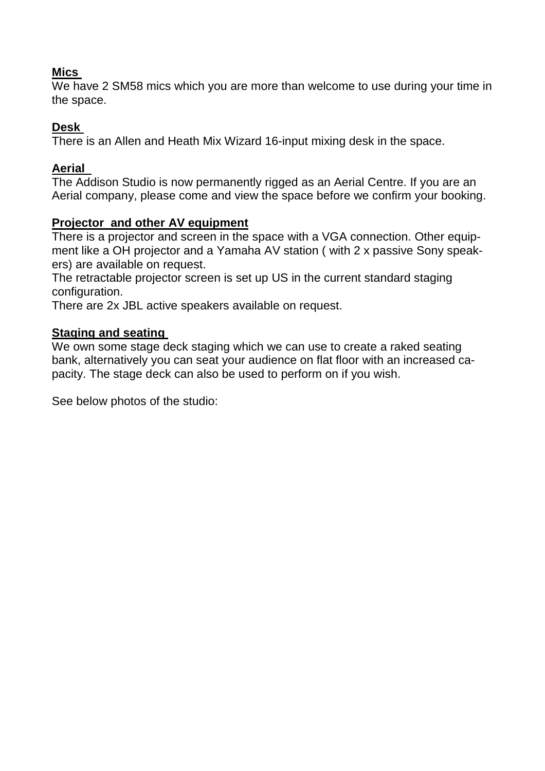**Mics**

We have 2 SM58 mics which you are more than welcome to use during your time in the space.

**Desk**

There is an Allen and Heath Mix Wizard 16-input mixing desk in the space.

**Aerial**

The Addison Studio is now permanently rigged as an Aerial Centre. If you are an Aerial company, please come and view the space before we confirm your booking.

**Projector and other AV equipment**

There is a projector and screen in the space with a VGA connection. Other equipment like a OH projector and a Yamaha AV station ( with 2 x passive Sony speakers) are available on request.

The retractable projector screen is set up US in the current standard staging configuration.

There are 2x JBL active speakers available on request.

**Staging and seating**

We own some stage deck staging which we can use to create a raked seating bank, alternatively you can seat your audience on flat floor with an increased capacity. The stage deck can also be used to perform on if you wish.

See below photos of the studio: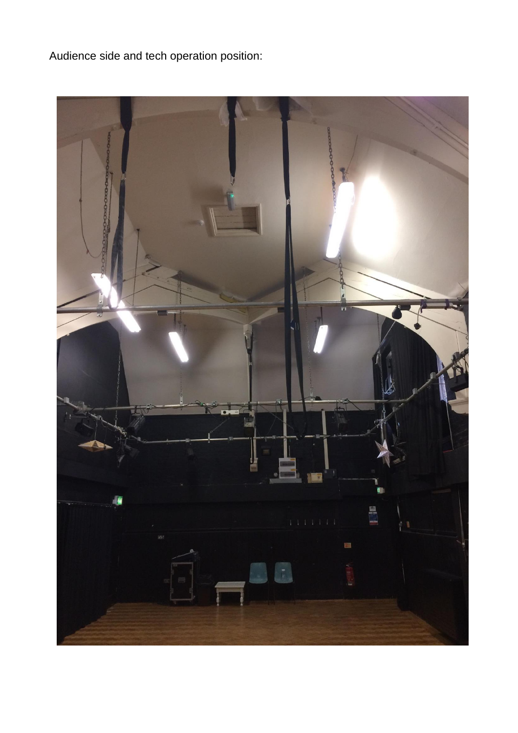Audience side and tech operation position: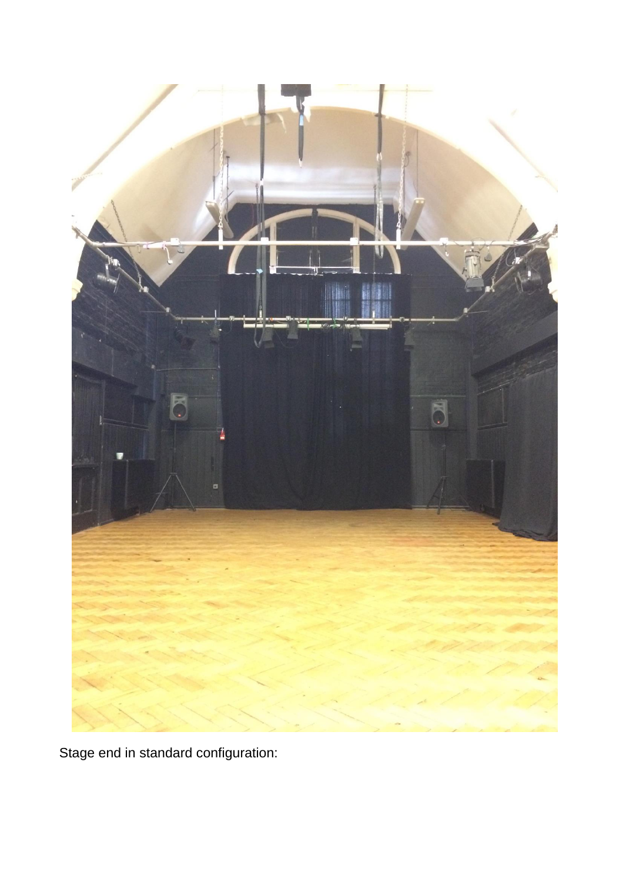Stage end in standard configuration: